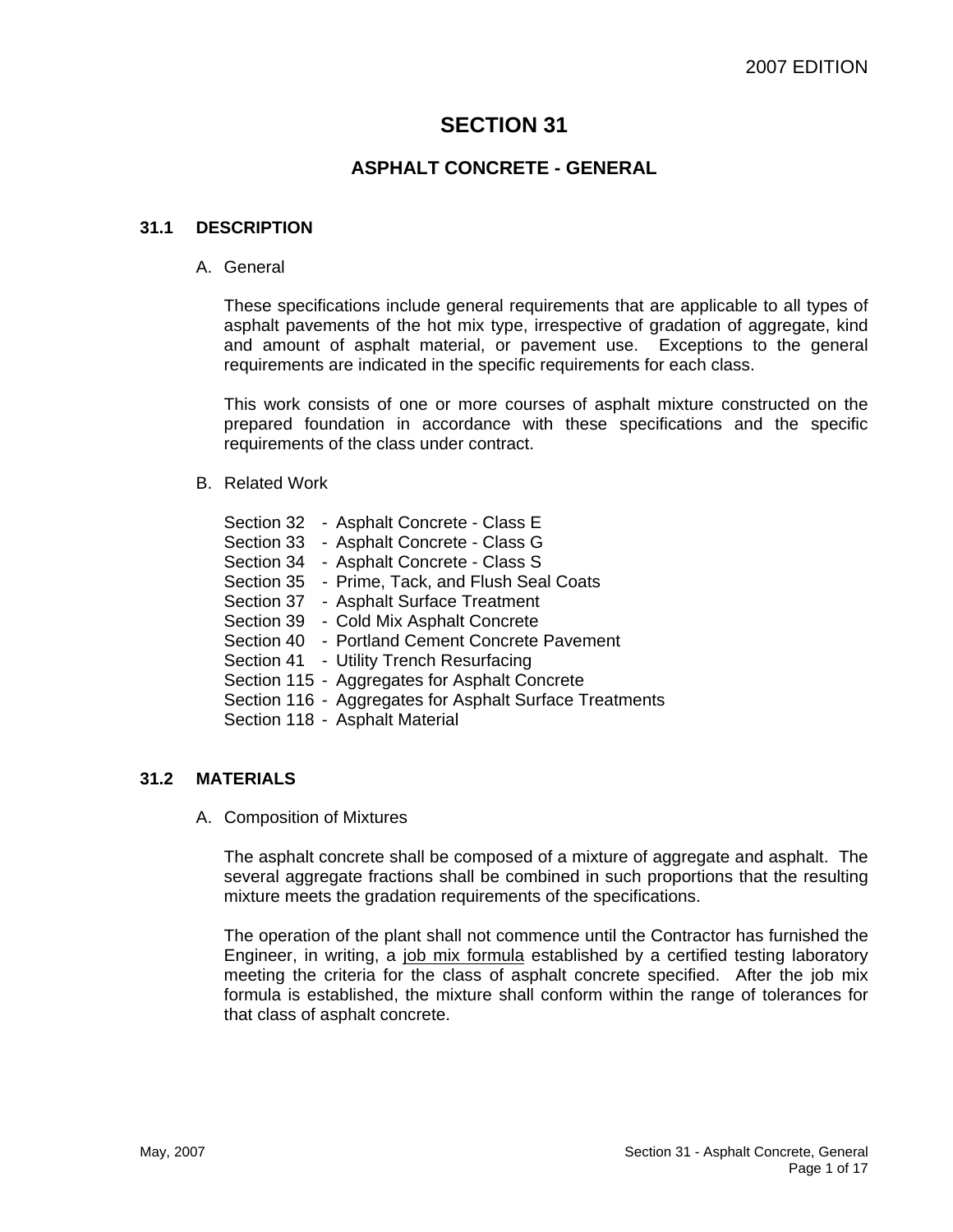2007 EDITION

# SECTION 31

## ASPHALT CONCRETE - GENERAL

### 31.1 DESCRIPTION

A. General

These specifications include general requirements that are applicable to all types of asphalt pavements of the hot mix type, irrespective of gradation of aggregate, kind and amount of asphalt material, or pavement use. Exceptions to the general requirements are indicated in the specific requirements for each class.

This work consists of one or more courses of asphalt mixture constructed on the prepared foundation in accordance with these specifications and the specific requirements of the class under contract.

B. Related Work

Section 32 - Asphalt Concrete - Class E
Section 33 - Asphalt Concrete - Class G
Section 34 - Asphalt Concrete - Class S
Section 35 - Prime, Tack, and Flush Seal Coats
Section 37 - Asphalt Surface Treatment
Section 39 - Cold Mix Asphalt Concrete
Section 40 - Portland Cement Concrete Pavement
Section 41 - Utility Trench Resurfacing
Section 115 - Aggregates for Asphalt Concrete
Section 116 - Aggregates for Asphalt Surface Treatments
Section 118 - Asphalt Material

### 31.2 MATERIALS

A. Composition of Mixtures

The asphalt concrete shall be composed of a mixture of aggregate and asphalt. The several aggregate fractions shall be combined in such proportions that the resulting mixture meets the gradation requirements of the specifications.

The operation of the plant shall not commence until the Contractor has furnished the Engineer, in writing, a job mix formula established by a certified testing laboratory meeting the criteria for the class of asphalt concrete specified. After the job mix formula is established, the mixture shall conform within the range of tolerances for that class of asphalt concrete.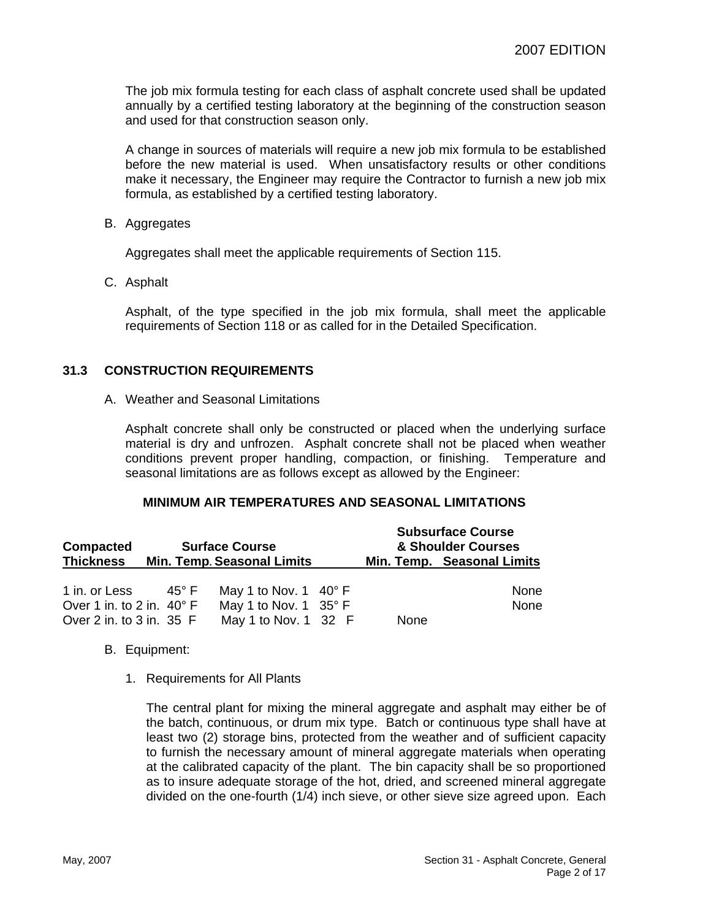The job mix formula testing for each class of asphalt concrete used shall be updated annually by a certified testing laboratory at the beginning of the construction season and used for that construction season only.

A change in sources of materials will require a new job mix formula to be established before the new material is used. When unsatisfactory results or other conditions make it necessary, the Engineer may require the Contractor to furnish a new job mix formula, as established by a certified testing laboratory.

B. Aggregates

Aggregates shall meet the applicable requirements of Section 115.

C. Asphalt

Asphalt, of the type specified in the job mix formula, shall meet the applicable requirements of Section 118 or as called for in the Detailed Specification.

## 31.3 CONSTRUCTION REQUIREMENTS

A. Weather and Seasonal Limitations

Asphalt concrete shall only be constructed or placed when the underlying surface material is dry and unfrozen. Asphalt concrete shall not be placed when weather conditions prevent proper handling, compaction, or finishing. Temperature and seasonal limitations are as follows except as allowed by the Engineer:

**MINIMUM AIR TEMPERATURES AND SEASONAL LIMITATIONS**

| **Compacted Thickness** | **Surface Course** | | **Subsurface Course & Shoulder Courses** | |
|---|---|---|---|---|
| | **Min. Temp.** | **Seasonal Limits** | **Min. Temp.** | **Seasonal Limits** |
| 1 in. or Less | 45° F | May 1 to Nov. 1 | 40° F | None |
| Over 1 in. to 2 in. | 40° F | May 1 to Nov. 1 | 35° F | None |
| Over 2 in. to 3 in. | 35 F | May 1 to Nov. 1 | 32 F | None |

B. Equipment:

1. Requirements for All Plants

The central plant for mixing the mineral aggregate and asphalt may either be of the batch, continuous, or drum mix type. Batch or continuous type shall have at least two (2) storage bins, protected from the weather and of sufficient capacity to furnish the necessary amount of mineral aggregate materials when operating at the calibrated capacity of the plant. The bin capacity shall be so proportioned as to insure adequate storage of the hot, dried, and screened mineral aggregate divided on the one-fourth (1/4) inch sieve, or other sieve size agreed upon. Each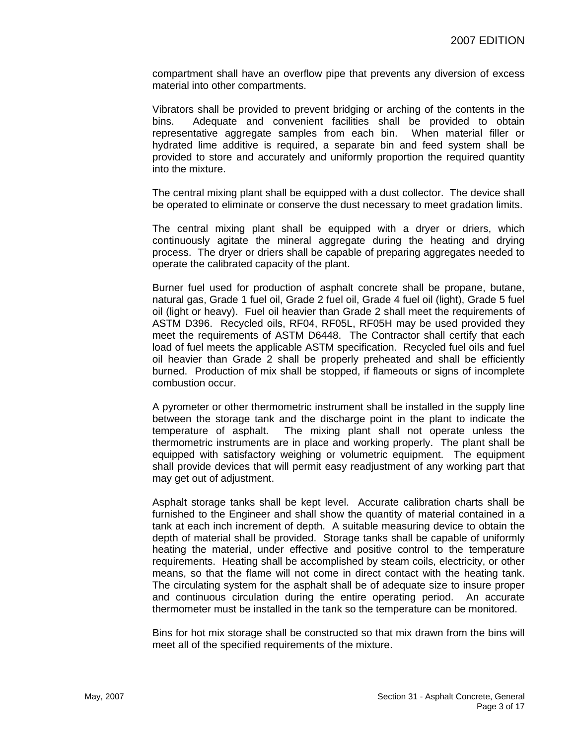compartment shall have an overflow pipe that prevents any diversion of excess material into other compartments.

Vibrators shall be provided to prevent bridging or arching of the contents in the bins. Adequate and convenient facilities shall be provided to obtain representative aggregate samples from each bin. When material filler or hydrated lime additive is required, a separate bin and feed system shall be provided to store and accurately and uniformly proportion the required quantity into the mixture.

The central mixing plant shall be equipped with a dust collector. The device shall be operated to eliminate or conserve the dust necessary to meet gradation limits.

The central mixing plant shall be equipped with a dryer or driers, which continuously agitate the mineral aggregate during the heating and drying process. The dryer or driers shall be capable of preparing aggregates needed to operate the calibrated capacity of the plant.

Burner fuel used for production of asphalt concrete shall be propane, butane, natural gas, Grade 1 fuel oil, Grade 2 fuel oil, Grade 4 fuel oil (light), Grade 5 fuel oil (light or heavy). Fuel oil heavier than Grade 2 shall meet the requirements of ASTM D396. Recycled oils, RF04, RF05L, RF05H may be used provided they meet the requirements of ASTM D6448. The Contractor shall certify that each load of fuel meets the applicable ASTM specification. Recycled fuel oils and fuel oil heavier than Grade 2 shall be properly preheated and shall be efficiently burned. Production of mix shall be stopped, if flameouts or signs of incomplete combustion occur.

A pyrometer or other thermometric instrument shall be installed in the supply line between the storage tank and the discharge point in the plant to indicate the temperature of asphalt. The mixing plant shall not operate unless the thermometric instruments are in place and working properly. The plant shall be equipped with satisfactory weighing or volumetric equipment. The equipment shall provide devices that will permit easy readjustment of any working part that may get out of adjustment.

Asphalt storage tanks shall be kept level. Accurate calibration charts shall be furnished to the Engineer and shall show the quantity of material contained in a tank at each inch increment of depth. A suitable measuring device to obtain the depth of material shall be provided. Storage tanks shall be capable of uniformly heating the material, under effective and positive control to the temperature requirements. Heating shall be accomplished by steam coils, electricity, or other means, so that the flame will not come in direct contact with the heating tank. The circulating system for the asphalt shall be of adequate size to insure proper and continuous circulation during the entire operating period. An accurate thermometer must be installed in the tank so the temperature can be monitored.

Bins for hot mix storage shall be constructed so that mix drawn from the bins will meet all of the specified requirements of the mixture.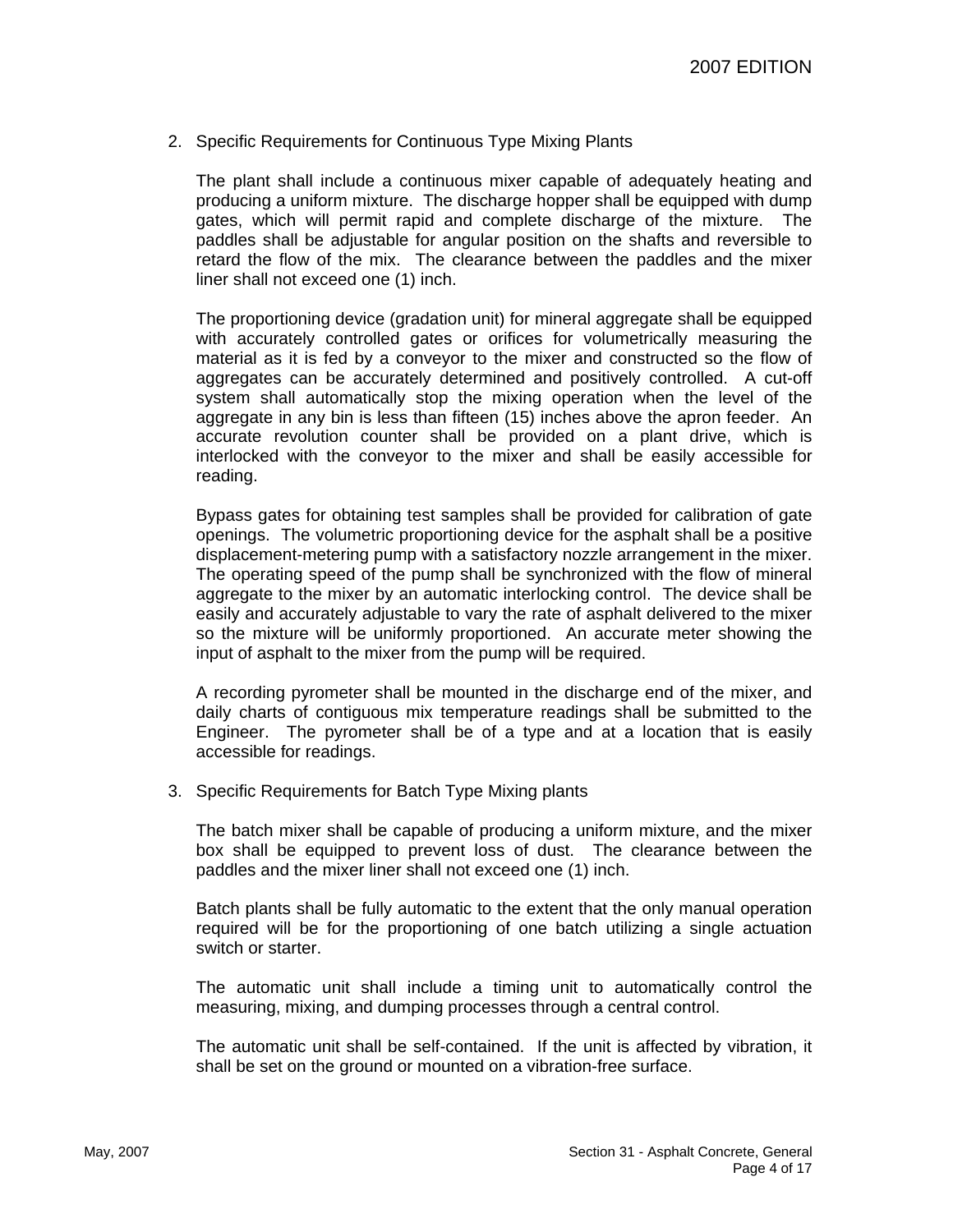2. Specific Requirements for Continuous Type Mixing Plants

   The plant shall include a continuous mixer capable of adequately heating and producing a uniform mixture. The discharge hopper shall be equipped with dump gates, which will permit rapid and complete discharge of the mixture. The paddles shall be adjustable for angular position on the shafts and reversible to retard the flow of the mix. The clearance between the paddles and the mixer liner shall not exceed one (1) inch.

   The proportioning device (gradation unit) for mineral aggregate shall be equipped with accurately controlled gates or orifices for volumetrically measuring the material as it is fed by a conveyor to the mixer and constructed so the flow of aggregates can be accurately determined and positively controlled. A cut-off system shall automatically stop the mixing operation when the level of the aggregate in any bin is less than fifteen (15) inches above the apron feeder. An accurate revolution counter shall be provided on a plant drive, which is interlocked with the conveyor to the mixer and shall be easily accessible for reading.

   Bypass gates for obtaining test samples shall be provided for calibration of gate openings. The volumetric proportioning device for the asphalt shall be a positive displacement-metering pump with a satisfactory nozzle arrangement in the mixer. The operating speed of the pump shall be synchronized with the flow of mineral aggregate to the mixer by an automatic interlocking control. The device shall be easily and accurately adjustable to vary the rate of asphalt delivered to the mixer so the mixture will be uniformly proportioned. An accurate meter showing the input of asphalt to the mixer from the pump will be required.

   A recording pyrometer shall be mounted in the discharge end of the mixer, and daily charts of contiguous mix temperature readings shall be submitted to the Engineer. The pyrometer shall be of a type and at a location that is easily accessible for readings.

3. Specific Requirements for Batch Type Mixing plants

   The batch mixer shall be capable of producing a uniform mixture, and the mixer box shall be equipped to prevent loss of dust. The clearance between the paddles and the mixer liner shall not exceed one (1) inch.

   Batch plants shall be fully automatic to the extent that the only manual operation required will be for the proportioning of one batch utilizing a single actuation switch or starter.

   The automatic unit shall include a timing unit to automatically control the measuring, mixing, and dumping processes through a central control.

   The automatic unit shall be self-contained. If the unit is affected by vibration, it shall be set on the ground or mounted on a vibration-free surface.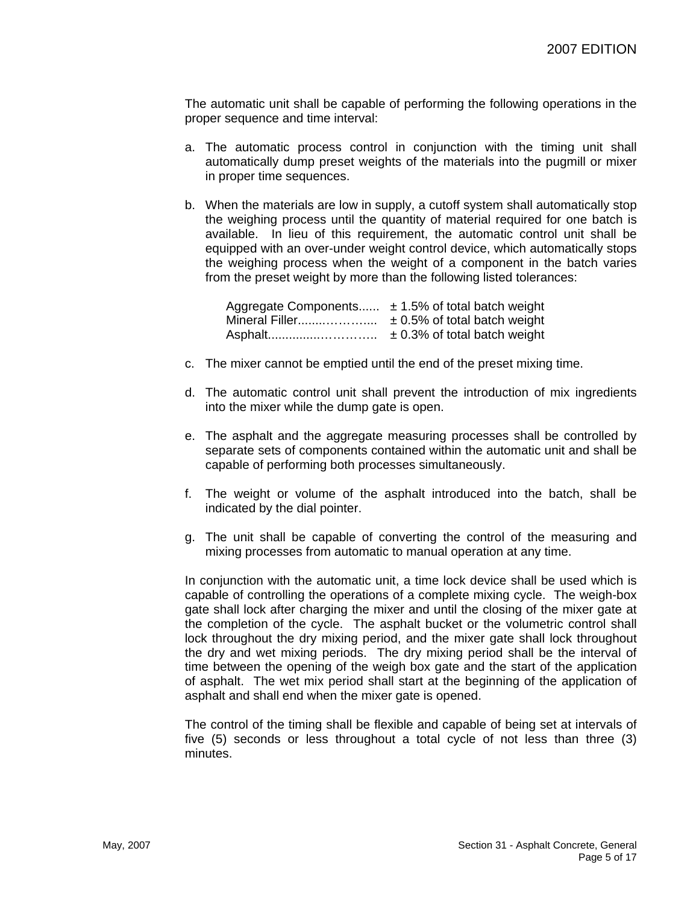The automatic unit shall be capable of performing the following operations in the proper sequence and time interval:

a. The automatic process control in conjunction with the timing unit shall automatically dump preset weights of the materials into the pugmill or mixer in proper time sequences.

b. When the materials are low in supply, a cutoff system shall automatically stop the weighing process until the quantity of material required for one batch is available. In lieu of this requirement, the automatic control unit shall be equipped with an over-under weight control device, which automatically stops the weighing process when the weight of a component in the batch varies from the preset weight by more than the following listed tolerances:

   Aggregate Components...... ± 1.5% of total batch weight
   Mineral Filler.......……….... ± 0.5% of total batch weight
   Asphalt..............………….. ± 0.3% of total batch weight

c. The mixer cannot be emptied until the end of the preset mixing time.

d. The automatic control unit shall prevent the introduction of mix ingredients into the mixer while the dump gate is open.

e. The asphalt and the aggregate measuring processes shall be controlled by separate sets of components contained within the automatic unit and shall be capable of performing both processes simultaneously.

f. The weight or volume of the asphalt introduced into the batch, shall be indicated by the dial pointer.

g. The unit shall be capable of converting the control of the measuring and mixing processes from automatic to manual operation at any time.

In conjunction with the automatic unit, a time lock device shall be used which is capable of controlling the operations of a complete mixing cycle. The weigh-box gate shall lock after charging the mixer and until the closing of the mixer gate at the completion of the cycle. The asphalt bucket or the volumetric control shall lock throughout the dry mixing period, and the mixer gate shall lock throughout the dry and wet mixing periods. The dry mixing period shall be the interval of time between the opening of the weigh box gate and the start of the application of asphalt. The wet mix period shall start at the beginning of the application of asphalt and shall end when the mixer gate is opened.

The control of the timing shall be flexible and capable of being set at intervals of five (5) seconds or less throughout a total cycle of not less than three (3) minutes.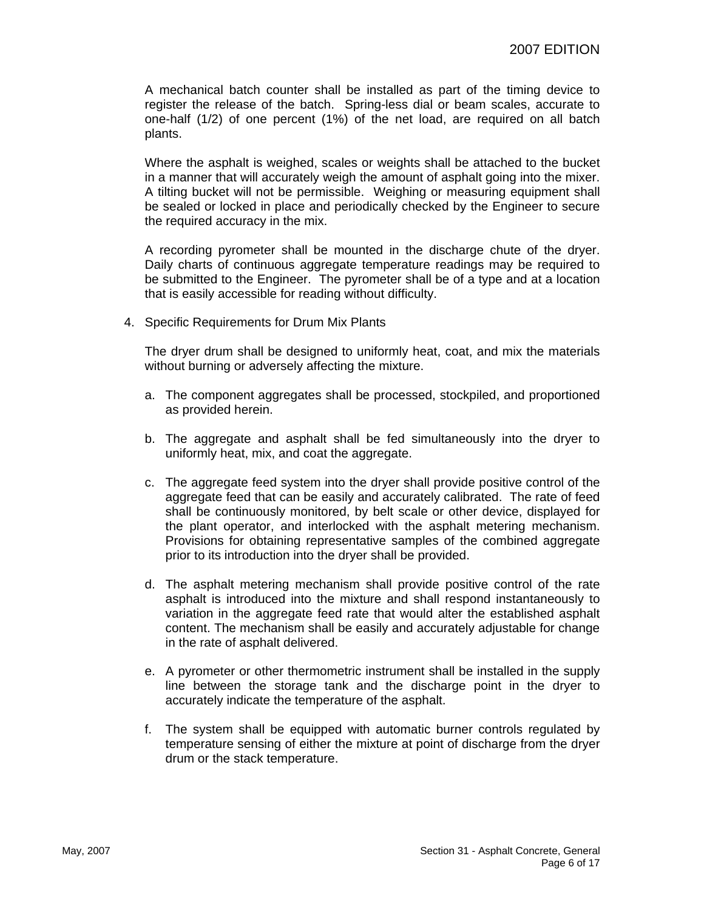A mechanical batch counter shall be installed as part of the timing device to register the release of the batch. Spring-less dial or beam scales, accurate to one-half (1/2) of one percent (1%) of the net load, are required on all batch plants.

Where the asphalt is weighed, scales or weights shall be attached to the bucket in a manner that will accurately weigh the amount of asphalt going into the mixer. A tilting bucket will not be permissible. Weighing or measuring equipment shall be sealed or locked in place and periodically checked by the Engineer to secure the required accuracy in the mix.

A recording pyrometer shall be mounted in the discharge chute of the dryer. Daily charts of continuous aggregate temperature readings may be required to be submitted to the Engineer. The pyrometer shall be of a type and at a location that is easily accessible for reading without difficulty.

4. Specific Requirements for Drum Mix Plants

   The dryer drum shall be designed to uniformly heat, coat, and mix the materials without burning or adversely affecting the mixture.

   a. The component aggregates shall be processed, stockpiled, and proportioned as provided herein.

   b. The aggregate and asphalt shall be fed simultaneously into the dryer to uniformly heat, mix, and coat the aggregate.

   c. The aggregate feed system into the dryer shall provide positive control of the aggregate feed that can be easily and accurately calibrated. The rate of feed shall be continuously monitored, by belt scale or other device, displayed for the plant operator, and interlocked with the asphalt metering mechanism. Provisions for obtaining representative samples of the combined aggregate prior to its introduction into the dryer shall be provided.

   d. The asphalt metering mechanism shall provide positive control of the rate asphalt is introduced into the mixture and shall respond instantaneously to variation in the aggregate feed rate that would alter the established asphalt content. The mechanism shall be easily and accurately adjustable for change in the rate of asphalt delivered.

   e. A pyrometer or other thermometric instrument shall be installed in the supply line between the storage tank and the discharge point in the dryer to accurately indicate the temperature of the asphalt.

   f. The system shall be equipped with automatic burner controls regulated by temperature sensing of either the mixture at point of discharge from the dryer drum or the stack temperature.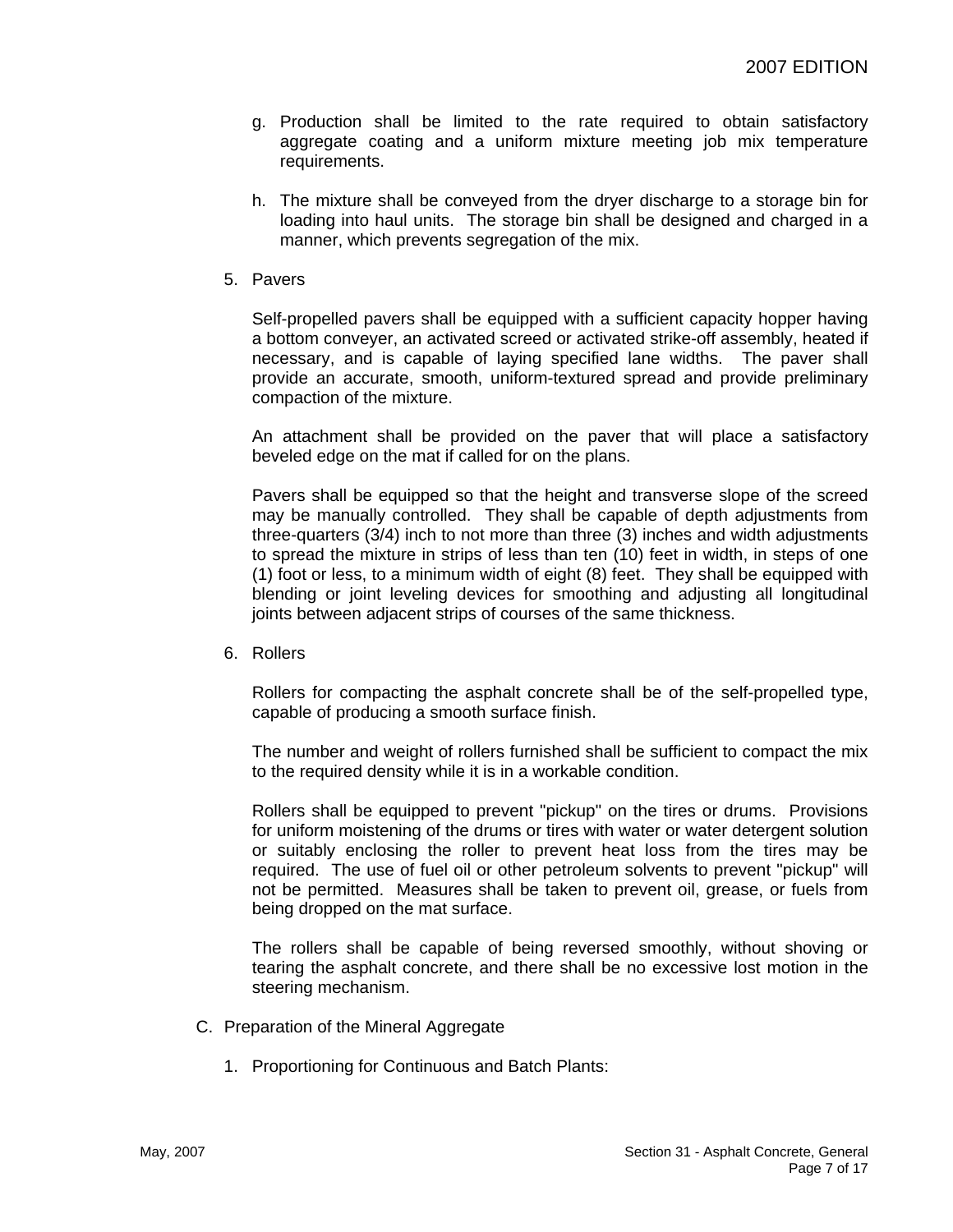g. Production shall be limited to the rate required to obtain satisfactory aggregate coating and a uniform mixture meeting job mix temperature requirements.

h. The mixture shall be conveyed from the dryer discharge to a storage bin for loading into haul units. The storage bin shall be designed and charged in a manner, which prevents segregation of the mix.

5. Pavers

   Self-propelled pavers shall be equipped with a sufficient capacity hopper having a bottom conveyer, an activated screed or activated strike-off assembly, heated if necessary, and is capable of laying specified lane widths. The paver shall provide an accurate, smooth, uniform-textured spread and provide preliminary compaction of the mixture.

   An attachment shall be provided on the paver that will place a satisfactory beveled edge on the mat if called for on the plans.

   Pavers shall be equipped so that the height and transverse slope of the screed may be manually controlled. They shall be capable of depth adjustments from three-quarters (3/4) inch to not more than three (3) inches and width adjustments to spread the mixture in strips of less than ten (10) feet in width, in steps of one (1) foot or less, to a minimum width of eight (8) feet. They shall be equipped with blending or joint leveling devices for smoothing and adjusting all longitudinal joints between adjacent strips of courses of the same thickness.

6. Rollers

   Rollers for compacting the asphalt concrete shall be of the self-propelled type, capable of producing a smooth surface finish.

   The number and weight of rollers furnished shall be sufficient to compact the mix to the required density while it is in a workable condition.

   Rollers shall be equipped to prevent "pickup" on the tires or drums. Provisions for uniform moistening of the drums or tires with water or water detergent solution or suitably enclosing the roller to prevent heat loss from the tires may be required. The use of fuel oil or other petroleum solvents to prevent "pickup" will not be permitted. Measures shall be taken to prevent oil, grease, or fuels from being dropped on the mat surface.

   The rollers shall be capable of being reversed smoothly, without shoving or tearing the asphalt concrete, and there shall be no excessive lost motion in the steering mechanism.

C. Preparation of the Mineral Aggregate

   1. Proportioning for Continuous and Batch Plants: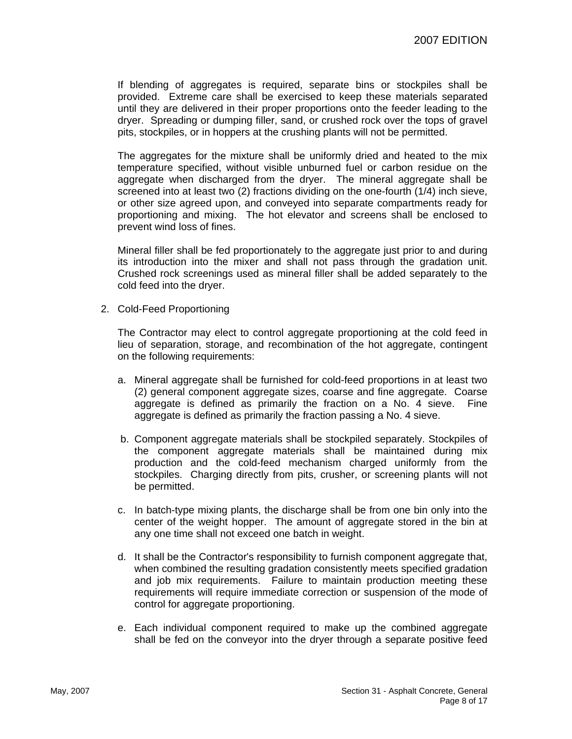If blending of aggregates is required, separate bins or stockpiles shall be provided. Extreme care shall be exercised to keep these materials separated until they are delivered in their proper proportions onto the feeder leading to the dryer. Spreading or dumping filler, sand, or crushed rock over the tops of gravel pits, stockpiles, or in hoppers at the crushing plants will not be permitted.

The aggregates for the mixture shall be uniformly dried and heated to the mix temperature specified, without visible unburned fuel or carbon residue on the aggregate when discharged from the dryer. The mineral aggregate shall be screened into at least two (2) fractions dividing on the one-fourth (1/4) inch sieve, or other size agreed upon, and conveyed into separate compartments ready for proportioning and mixing. The hot elevator and screens shall be enclosed to prevent wind loss of fines.

Mineral filler shall be fed proportionately to the aggregate just prior to and during its introduction into the mixer and shall not pass through the gradation unit. Crushed rock screenings used as mineral filler shall be added separately to the cold feed into the dryer.

2. Cold-Feed Proportioning

   The Contractor may elect to control aggregate proportioning at the cold feed in lieu of separation, storage, and recombination of the hot aggregate, contingent on the following requirements:

   a. Mineral aggregate shall be furnished for cold-feed proportions in at least two (2) general component aggregate sizes, coarse and fine aggregate. Coarse aggregate is defined as primarily the fraction on a No. 4 sieve. Fine aggregate is defined as primarily the fraction passing a No. 4 sieve.

   b. Component aggregate materials shall be stockpiled separately. Stockpiles of the component aggregate materials shall be maintained during mix production and the cold-feed mechanism charged uniformly from the stockpiles. Charging directly from pits, crusher, or screening plants will not be permitted.

   c. In batch-type mixing plants, the discharge shall be from one bin only into the center of the weight hopper. The amount of aggregate stored in the bin at any one time shall not exceed one batch in weight.

   d. It shall be the Contractor's responsibility to furnish component aggregate that, when combined the resulting gradation consistently meets specified gradation and job mix requirements. Failure to maintain production meeting these requirements will require immediate correction or suspension of the mode of control for aggregate proportioning.

   e. Each individual component required to make up the combined aggregate shall be fed on the conveyor into the dryer through a separate positive feed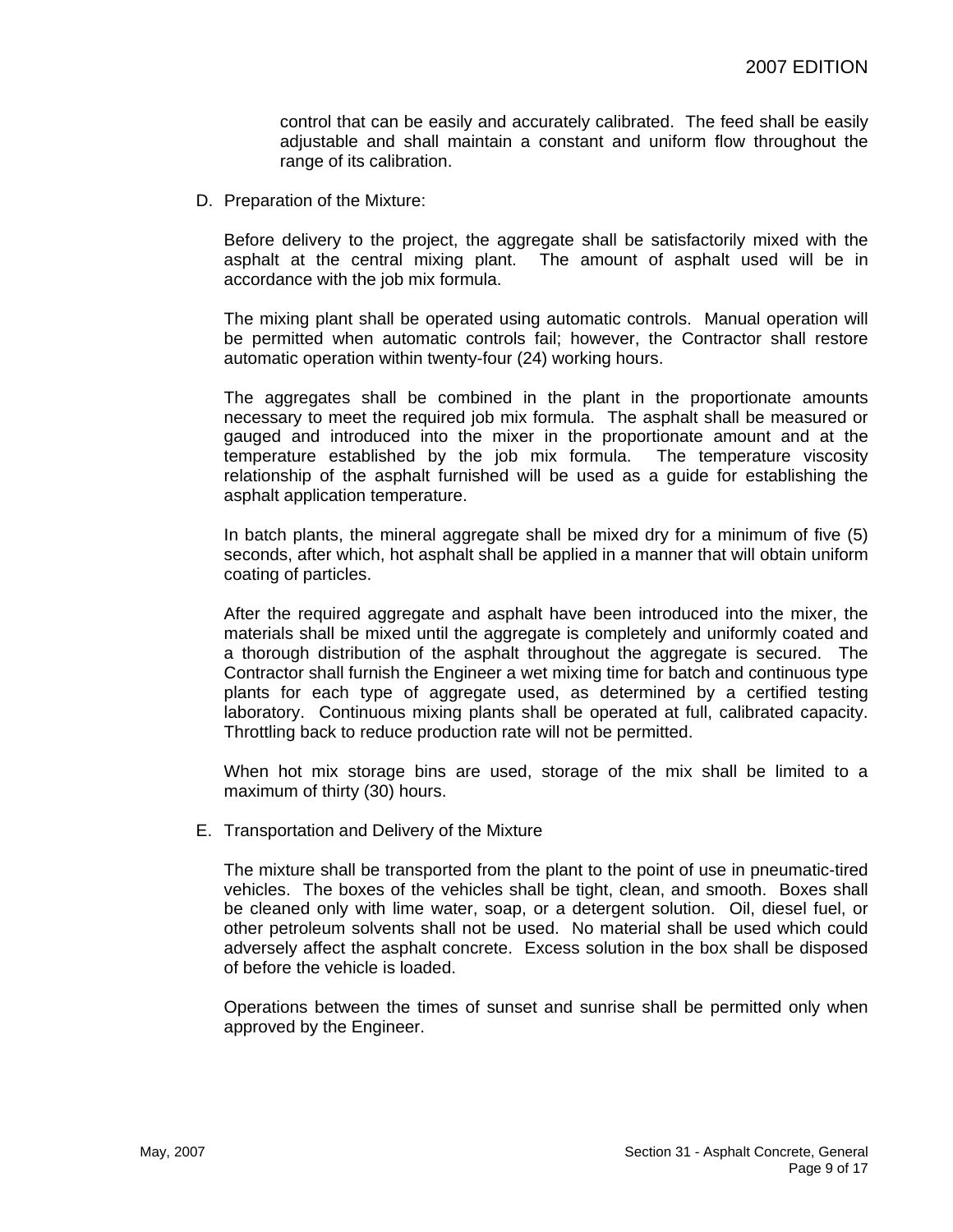control that can be easily and accurately calibrated. The feed shall be easily adjustable and shall maintain a constant and uniform flow throughout the range of its calibration.

D. Preparation of the Mixture:

Before delivery to the project, the aggregate shall be satisfactorily mixed with the asphalt at the central mixing plant. The amount of asphalt used will be in accordance with the job mix formula.

The mixing plant shall be operated using automatic controls. Manual operation will be permitted when automatic controls fail; however, the Contractor shall restore automatic operation within twenty-four (24) working hours.

The aggregates shall be combined in the plant in the proportionate amounts necessary to meet the required job mix formula. The asphalt shall be measured or gauged and introduced into the mixer in the proportionate amount and at the temperature established by the job mix formula. The temperature viscosity relationship of the asphalt furnished will be used as a guide for establishing the asphalt application temperature.

In batch plants, the mineral aggregate shall be mixed dry for a minimum of five (5) seconds, after which, hot asphalt shall be applied in a manner that will obtain uniform coating of particles.

After the required aggregate and asphalt have been introduced into the mixer, the materials shall be mixed until the aggregate is completely and uniformly coated and a thorough distribution of the asphalt throughout the aggregate is secured. The Contractor shall furnish the Engineer a wet mixing time for batch and continuous type plants for each type of aggregate used, as determined by a certified testing laboratory. Continuous mixing plants shall be operated at full, calibrated capacity. Throttling back to reduce production rate will not be permitted.

When hot mix storage bins are used, storage of the mix shall be limited to a maximum of thirty (30) hours.

E. Transportation and Delivery of the Mixture

The mixture shall be transported from the plant to the point of use in pneumatic-tired vehicles. The boxes of the vehicles shall be tight, clean, and smooth. Boxes shall be cleaned only with lime water, soap, or a detergent solution. Oil, diesel fuel, or other petroleum solvents shall not be used. No material shall be used which could adversely affect the asphalt concrete. Excess solution in the box shall be disposed of before the vehicle is loaded.

Operations between the times of sunset and sunrise shall be permitted only when approved by the Engineer.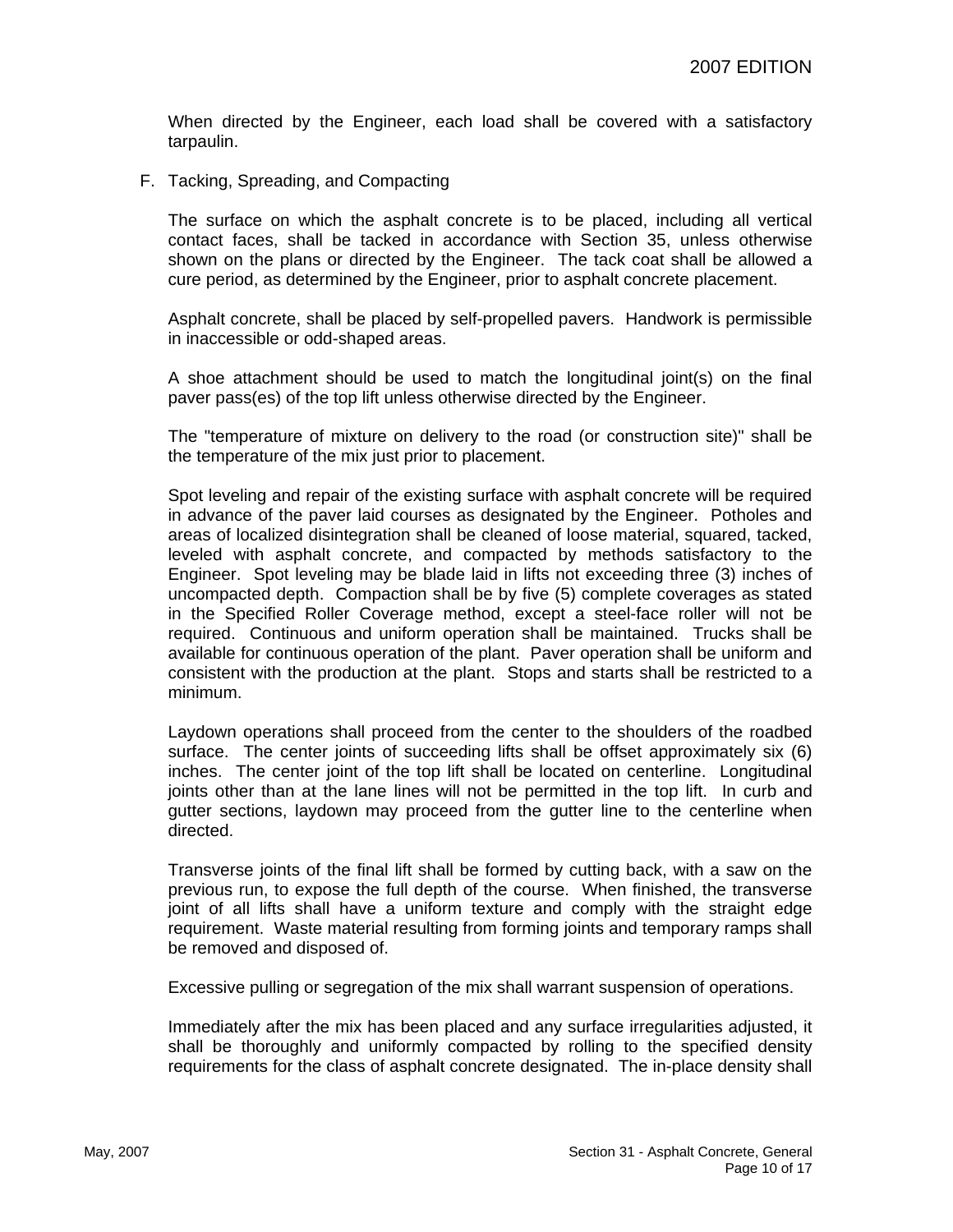When directed by the Engineer, each load shall be covered with a satisfactory tarpaulin.

F. Tacking, Spreading, and Compacting

The surface on which the asphalt concrete is to be placed, including all vertical contact faces, shall be tacked in accordance with Section 35, unless otherwise shown on the plans or directed by the Engineer. The tack coat shall be allowed a cure period, as determined by the Engineer, prior to asphalt concrete placement.

Asphalt concrete, shall be placed by self-propelled pavers. Handwork is permissible in inaccessible or odd-shaped areas.

A shoe attachment should be used to match the longitudinal joint(s) on the final paver pass(es) of the top lift unless otherwise directed by the Engineer.

The "temperature of mixture on delivery to the road (or construction site)" shall be the temperature of the mix just prior to placement.

Spot leveling and repair of the existing surface with asphalt concrete will be required in advance of the paver laid courses as designated by the Engineer. Potholes and areas of localized disintegration shall be cleaned of loose material, squared, tacked, leveled with asphalt concrete, and compacted by methods satisfactory to the Engineer. Spot leveling may be blade laid in lifts not exceeding three (3) inches of uncompacted depth. Compaction shall be by five (5) complete coverages as stated in the Specified Roller Coverage method, except a steel-face roller will not be required. Continuous and uniform operation shall be maintained. Trucks shall be available for continuous operation of the plant. Paver operation shall be uniform and consistent with the production at the plant. Stops and starts shall be restricted to a minimum.

Laydown operations shall proceed from the center to the shoulders of the roadbed surface. The center joints of succeeding lifts shall be offset approximately six (6) inches. The center joint of the top lift shall be located on centerline. Longitudinal joints other than at the lane lines will not be permitted in the top lift. In curb and gutter sections, laydown may proceed from the gutter line to the centerline when directed.

Transverse joints of the final lift shall be formed by cutting back, with a saw on the previous run, to expose the full depth of the course. When finished, the transverse joint of all lifts shall have a uniform texture and comply with the straight edge requirement. Waste material resulting from forming joints and temporary ramps shall be removed and disposed of.

Excessive pulling or segregation of the mix shall warrant suspension of operations.

Immediately after the mix has been placed and any surface irregularities adjusted, it shall be thoroughly and uniformly compacted by rolling to the specified density requirements for the class of asphalt concrete designated. The in-place density shall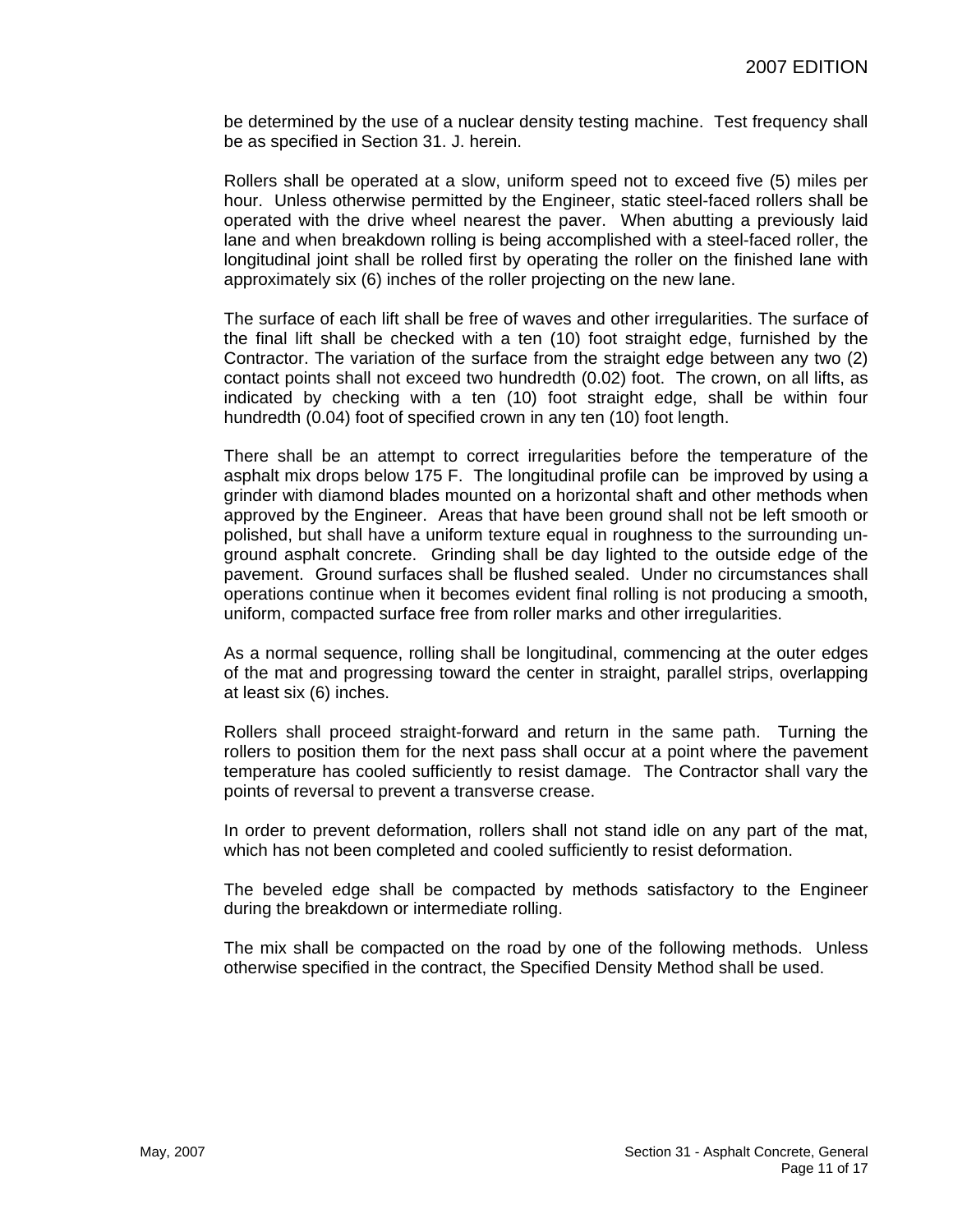be determined by the use of a nuclear density testing machine. Test frequency shall be as specified in Section 31. J. herein.

Rollers shall be operated at a slow, uniform speed not to exceed five (5) miles per hour. Unless otherwise permitted by the Engineer, static steel-faced rollers shall be operated with the drive wheel nearest the paver. When abutting a previously laid lane and when breakdown rolling is being accomplished with a steel-faced roller, the longitudinal joint shall be rolled first by operating the roller on the finished lane with approximately six (6) inches of the roller projecting on the new lane.

The surface of each lift shall be free of waves and other irregularities. The surface of the final lift shall be checked with a ten (10) foot straight edge, furnished by the Contractor. The variation of the surface from the straight edge between any two (2) contact points shall not exceed two hundredth (0.02) foot. The crown, on all lifts, as indicated by checking with a ten (10) foot straight edge, shall be within four hundredth (0.04) foot of specified crown in any ten (10) foot length.

There shall be an attempt to correct irregularities before the temperature of the asphalt mix drops below 175 F. The longitudinal profile can be improved by using a grinder with diamond blades mounted on a horizontal shaft and other methods when approved by the Engineer. Areas that have been ground shall not be left smooth or polished, but shall have a uniform texture equal in roughness to the surrounding un-ground asphalt concrete. Grinding shall be day lighted to the outside edge of the pavement. Ground surfaces shall be flushed sealed. Under no circumstances shall operations continue when it becomes evident final rolling is not producing a smooth, uniform, compacted surface free from roller marks and other irregularities.

As a normal sequence, rolling shall be longitudinal, commencing at the outer edges of the mat and progressing toward the center in straight, parallel strips, overlapping at least six (6) inches.

Rollers shall proceed straight-forward and return in the same path. Turning the rollers to position them for the next pass shall occur at a point where the pavement temperature has cooled sufficiently to resist damage. The Contractor shall vary the points of reversal to prevent a transverse crease.

In order to prevent deformation, rollers shall not stand idle on any part of the mat, which has not been completed and cooled sufficiently to resist deformation.

The beveled edge shall be compacted by methods satisfactory to the Engineer during the breakdown or intermediate rolling.

The mix shall be compacted on the road by one of the following methods. Unless otherwise specified in the contract, the Specified Density Method shall be used.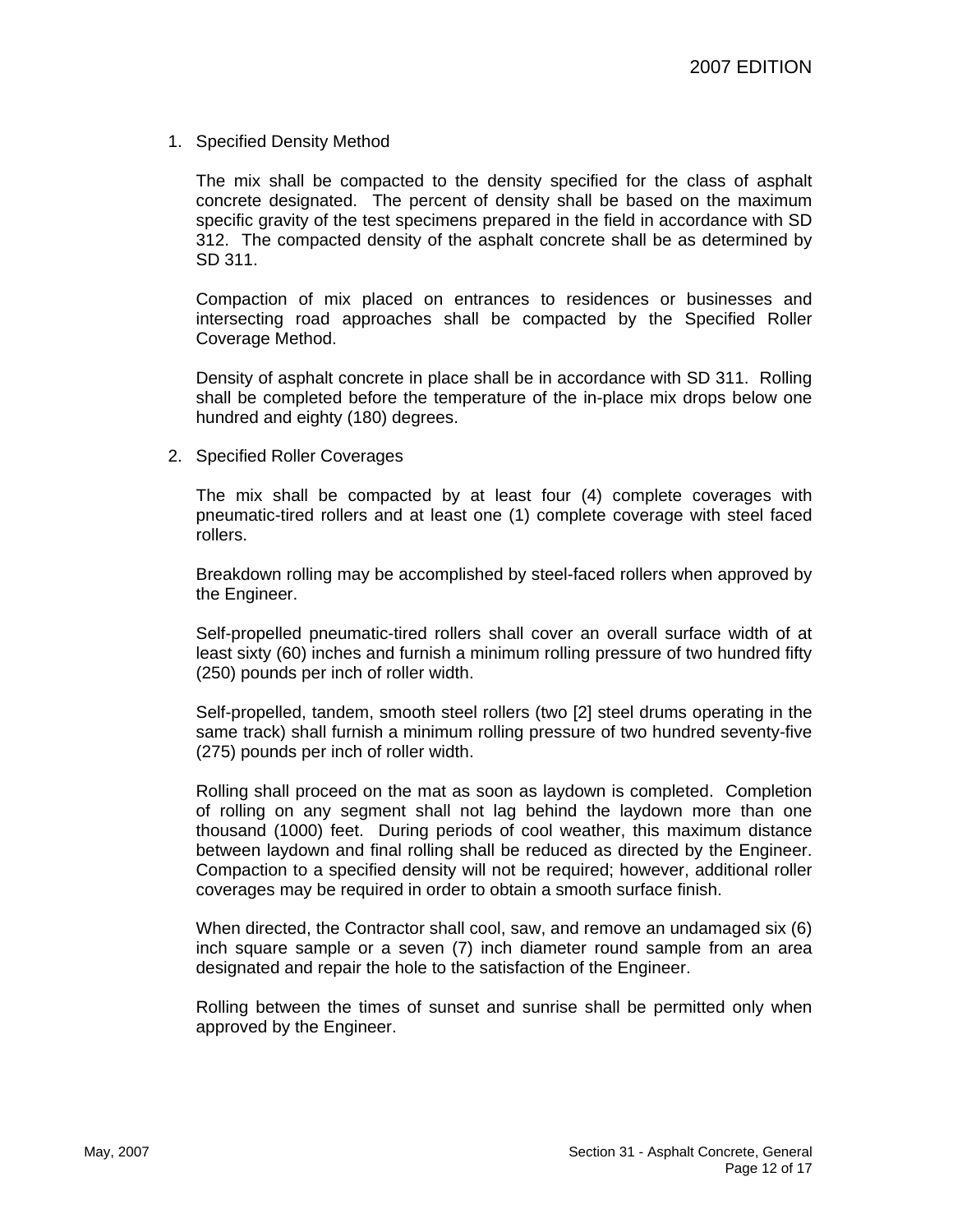1. Specified Density Method

   The mix shall be compacted to the density specified for the class of asphalt concrete designated. The percent of density shall be based on the maximum specific gravity of the test specimens prepared in the field in accordance with SD 312. The compacted density of the asphalt concrete shall be as determined by SD 311.

   Compaction of mix placed on entrances to residences or businesses and intersecting road approaches shall be compacted by the Specified Roller Coverage Method.

   Density of asphalt concrete in place shall be in accordance with SD 311. Rolling shall be completed before the temperature of the in-place mix drops below one hundred and eighty (180) degrees.

2. Specified Roller Coverages

   The mix shall be compacted by at least four (4) complete coverages with pneumatic-tired rollers and at least one (1) complete coverage with steel faced rollers.

   Breakdown rolling may be accomplished by steel-faced rollers when approved by the Engineer.

   Self-propelled pneumatic-tired rollers shall cover an overall surface width of at least sixty (60) inches and furnish a minimum rolling pressure of two hundred fifty (250) pounds per inch of roller width.

   Self-propelled, tandem, smooth steel rollers (two [2] steel drums operating in the same track) shall furnish a minimum rolling pressure of two hundred seventy-five (275) pounds per inch of roller width.

   Rolling shall proceed on the mat as soon as laydown is completed. Completion of rolling on any segment shall not lag behind the laydown more than one thousand (1000) feet. During periods of cool weather, this maximum distance between laydown and final rolling shall be reduced as directed by the Engineer. Compaction to a specified density will not be required; however, additional roller coverages may be required in order to obtain a smooth surface finish.

   When directed, the Contractor shall cool, saw, and remove an undamaged six (6) inch square sample or a seven (7) inch diameter round sample from an area designated and repair the hole to the satisfaction of the Engineer.

   Rolling between the times of sunset and sunrise shall be permitted only when approved by the Engineer.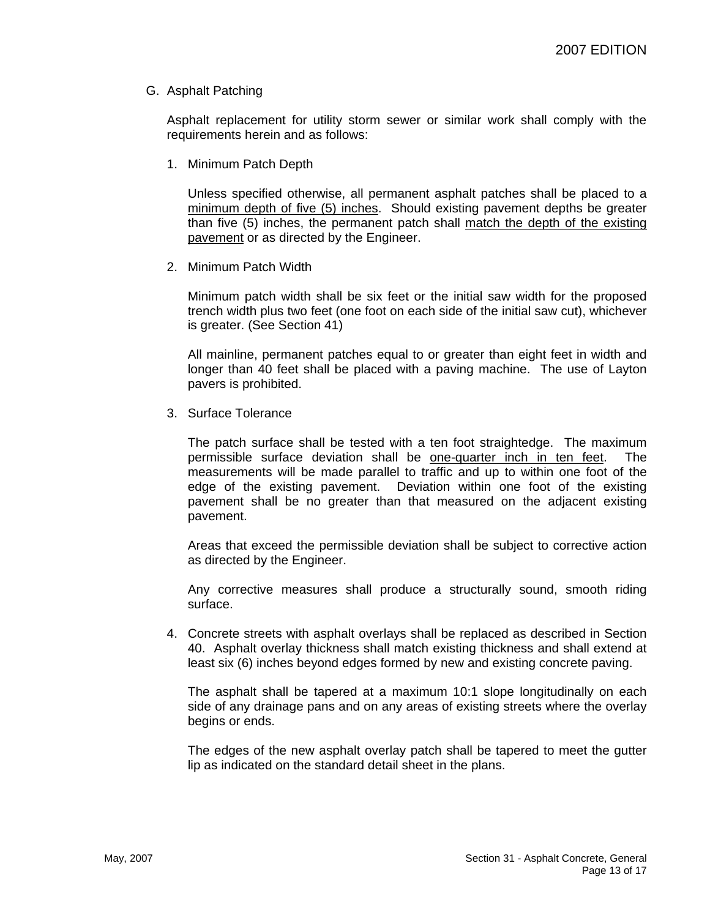## G. Asphalt Patching

Asphalt replacement for utility storm sewer or similar work shall comply with the requirements herein and as follows:

1. Minimum Patch Depth

   Unless specified otherwise, all permanent asphalt patches shall be placed to a <u>minimum depth of five (5) inches</u>. Should existing pavement depths be greater than five (5) inches, the permanent patch shall <u>match the depth of the existing pavement</u> or as directed by the Engineer.

2. Minimum Patch Width

   Minimum patch width shall be six feet or the initial saw width for the proposed trench width plus two feet (one foot on each side of the initial saw cut), whichever is greater. (See Section 41)

   All mainline, permanent patches equal to or greater than eight feet in width and longer than 40 feet shall be placed with a paving machine. The use of Layton pavers is prohibited.

3. Surface Tolerance

   The patch surface shall be tested with a ten foot straightedge. The maximum permissible surface deviation shall be <u>one-quarter inch in ten feet</u>. The measurements will be made parallel to traffic and up to within one foot of the edge of the existing pavement. Deviation within one foot of the existing pavement shall be no greater than that measured on the adjacent existing pavement.

   Areas that exceed the permissible deviation shall be subject to corrective action as directed by the Engineer.

   Any corrective measures shall produce a structurally sound, smooth riding surface.

4. Concrete streets with asphalt overlays shall be replaced as described in Section 40. Asphalt overlay thickness shall match existing thickness and shall extend at least six (6) inches beyond edges formed by new and existing concrete paving.

   The asphalt shall be tapered at a maximum 10:1 slope longitudinally on each side of any drainage pans and on any areas of existing streets where the overlay begins or ends.

   The edges of the new asphalt overlay patch shall be tapered to meet the gutter lip as indicated on the standard detail sheet in the plans.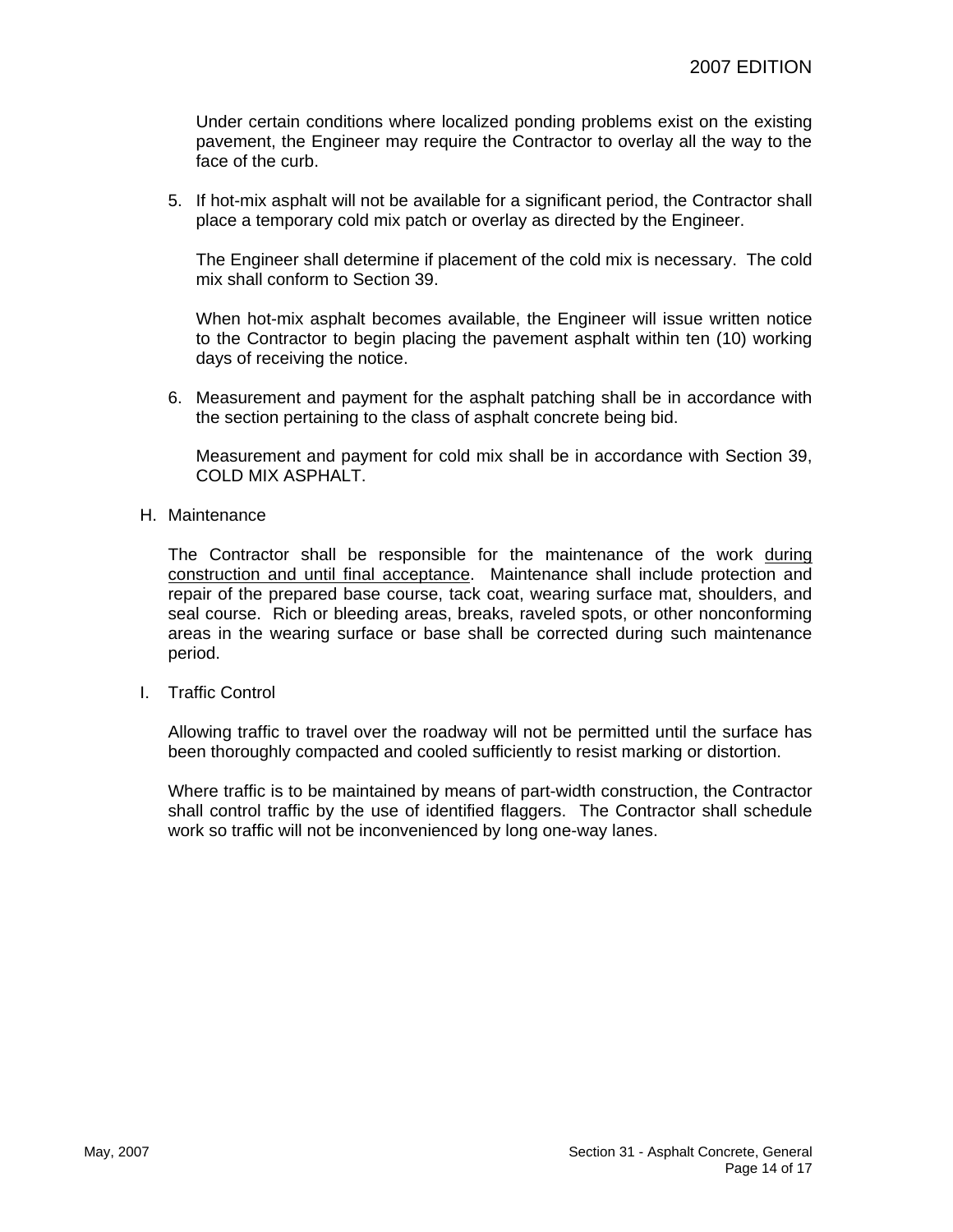Under certain conditions where localized ponding problems exist on the existing pavement, the Engineer may require the Contractor to overlay all the way to the face of the curb.

5. If hot-mix asphalt will not be available for a significant period, the Contractor shall place a temporary cold mix patch or overlay as directed by the Engineer.

   The Engineer shall determine if placement of the cold mix is necessary. The cold mix shall conform to Section 39.

   When hot-mix asphalt becomes available, the Engineer will issue written notice to the Contractor to begin placing the pavement asphalt within ten (10) working days of receiving the notice.

6. Measurement and payment for the asphalt patching shall be in accordance with the section pertaining to the class of asphalt concrete being bid.

   Measurement and payment for cold mix shall be in accordance with Section 39, COLD MIX ASPHALT.

H. Maintenance

The Contractor shall be responsible for the maintenance of the work <u>during construction and until final acceptance</u>. Maintenance shall include protection and repair of the prepared base course, tack coat, wearing surface mat, shoulders, and seal course. Rich or bleeding areas, breaks, raveled spots, or other nonconforming areas in the wearing surface or base shall be corrected during such maintenance period.

I. Traffic Control

Allowing traffic to travel over the roadway will not be permitted until the surface has been thoroughly compacted and cooled sufficiently to resist marking or distortion.

Where traffic is to be maintained by means of part-width construction, the Contractor shall control traffic by the use of identified flaggers. The Contractor shall schedule work so traffic will not be inconvenienced by long one-way lanes.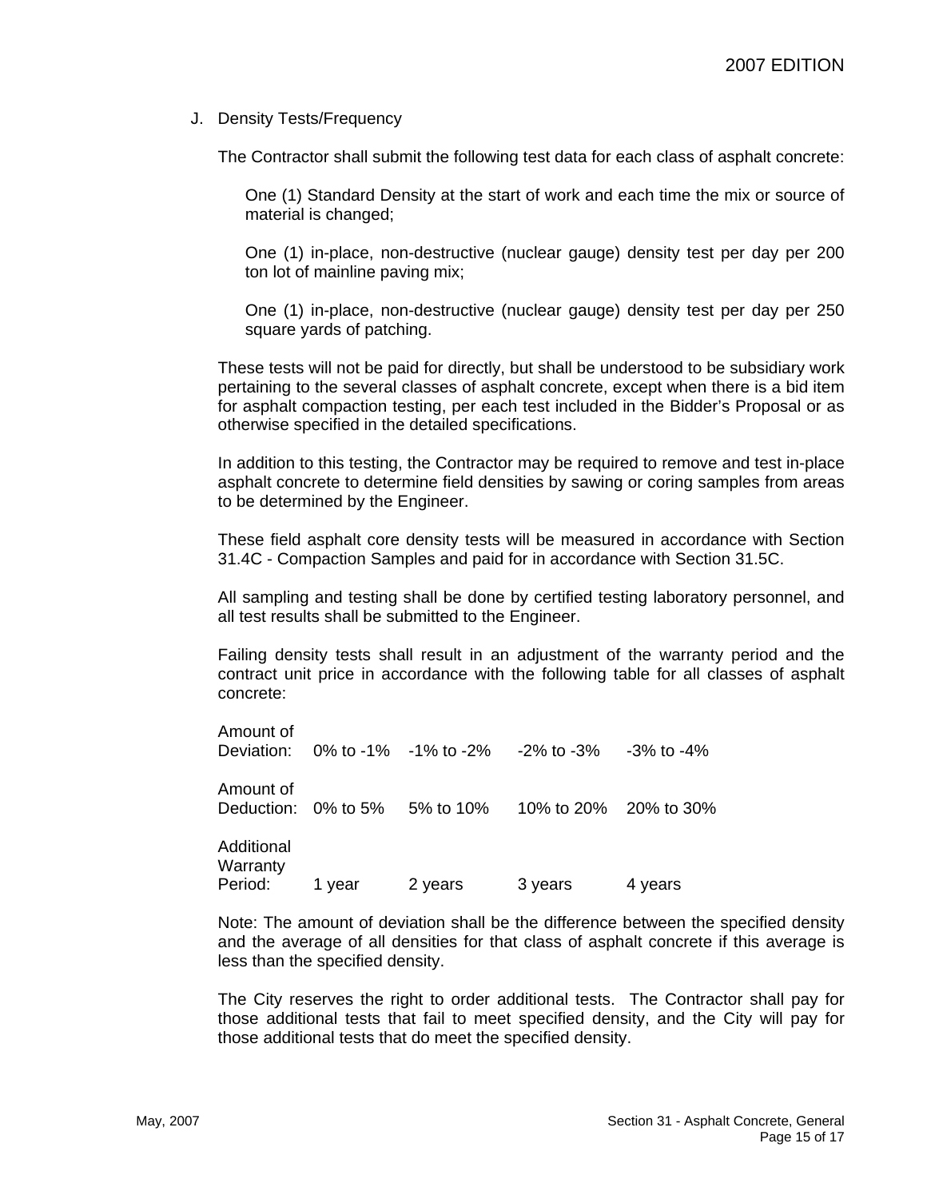J. Density Tests/Frequency

The Contractor shall submit the following test data for each class of asphalt concrete:

> One (1) Standard Density at the start of work and each time the mix or source of material is changed;
>
> One (1) in-place, non-destructive (nuclear gauge) density test per day per 200 ton lot of mainline paving mix;
>
> One (1) in-place, non-destructive (nuclear gauge) density test per day per 250 square yards of patching.

These tests will not be paid for directly, but shall be understood to be subsidiary work pertaining to the several classes of asphalt concrete, except when there is a bid item for asphalt compaction testing, per each test included in the Bidder's Proposal or as otherwise specified in the detailed specifications.

In addition to this testing, the Contractor may be required to remove and test in-place asphalt concrete to determine field densities by sawing or coring samples from areas to be determined by the Engineer.

These field asphalt core density tests will be measured in accordance with Section 31.4C - Compaction Samples and paid for in accordance with Section 31.5C.

All sampling and testing shall be done by certified testing laboratory personnel, and all test results shall be submitted to the Engineer.

Failing density tests shall result in an adjustment of the warranty period and the contract unit price in accordance with the following table for all classes of asphalt concrete:

| | | | | |
|---|---|---|---|---|
| Amount of Deviation: | 0% to -1% | -1% to -2% | -2% to -3% | -3% to -4% |
| Amount of Deduction: | 0% to 5% | 5% to 10% | 10% to 20% | 20% to 30% |
| Additional Warranty Period: | 1 year | 2 years | 3 years | 4 years |

Note: The amount of deviation shall be the difference between the specified density and the average of all densities for that class of asphalt concrete if this average is less than the specified density.

The City reserves the right to order additional tests. The Contractor shall pay for those additional tests that fail to meet specified density, and the City will pay for those additional tests that do meet the specified density.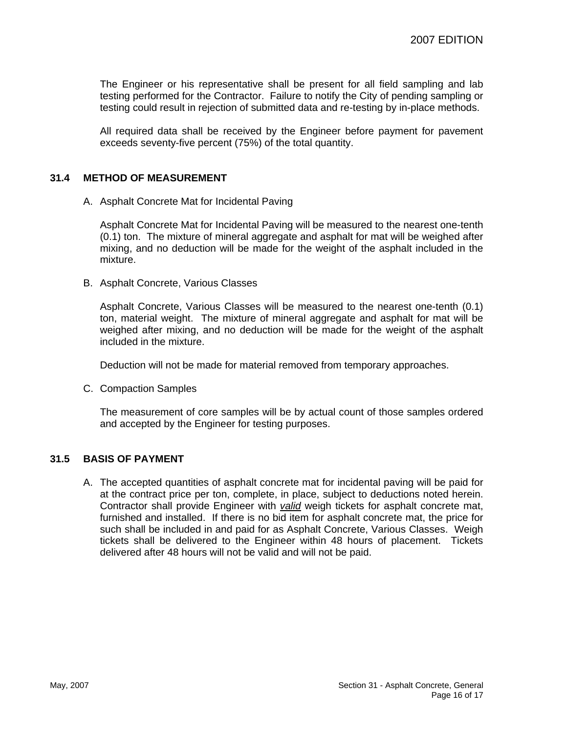The Engineer or his representative shall be present for all field sampling and lab testing performed for the Contractor. Failure to notify the City of pending sampling or testing could result in rejection of submitted data and re-testing by in-place methods.

All required data shall be received by the Engineer before payment for pavement exceeds seventy-five percent (75%) of the total quantity.

## 31.4 METHOD OF MEASUREMENT

A. Asphalt Concrete Mat for Incidental Paving

Asphalt Concrete Mat for Incidental Paving will be measured to the nearest one-tenth (0.1) ton. The mixture of mineral aggregate and asphalt for mat will be weighed after mixing, and no deduction will be made for the weight of the asphalt included in the mixture.

B. Asphalt Concrete, Various Classes

Asphalt Concrete, Various Classes will be measured to the nearest one-tenth (0.1) ton, material weight. The mixture of mineral aggregate and asphalt for mat will be weighed after mixing, and no deduction will be made for the weight of the asphalt included in the mixture.

Deduction will not be made for material removed from temporary approaches.

C. Compaction Samples

The measurement of core samples will be by actual count of those samples ordered and accepted by the Engineer for testing purposes.

## 31.5 BASIS OF PAYMENT

A. The accepted quantities of asphalt concrete mat for incidental paving will be paid for at the contract price per ton, complete, in place, subject to deductions noted herein. Contractor shall provide Engineer with *valid* weigh tickets for asphalt concrete mat, furnished and installed. If there is no bid item for asphalt concrete mat, the price for such shall be included in and paid for as Asphalt Concrete, Various Classes. Weigh tickets shall be delivered to the Engineer within 48 hours of placement. Tickets delivered after 48 hours will not be valid and will not be paid.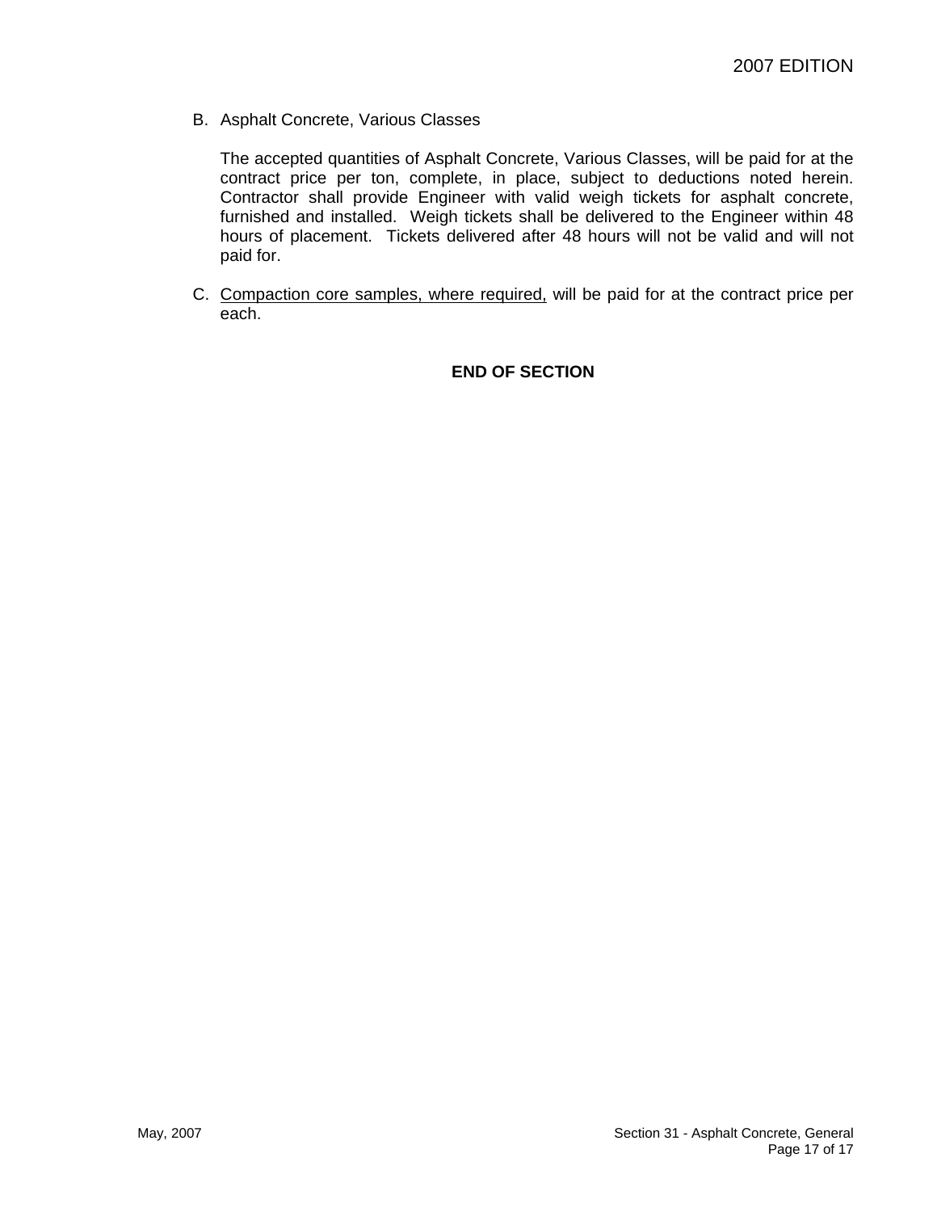B. Asphalt Concrete, Various Classes

The accepted quantities of Asphalt Concrete, Various Classes, will be paid for at the contract price per ton, complete, in place, subject to deductions noted herein. Contractor shall provide Engineer with valid weigh tickets for asphalt concrete, furnished and installed. Weigh tickets shall be delivered to the Engineer within 48 hours of placement. Tickets delivered after 48 hours will not be valid and will not paid for.

C. Compaction core samples, where required, will be paid for at the contract price per each.

**END OF SECTION**